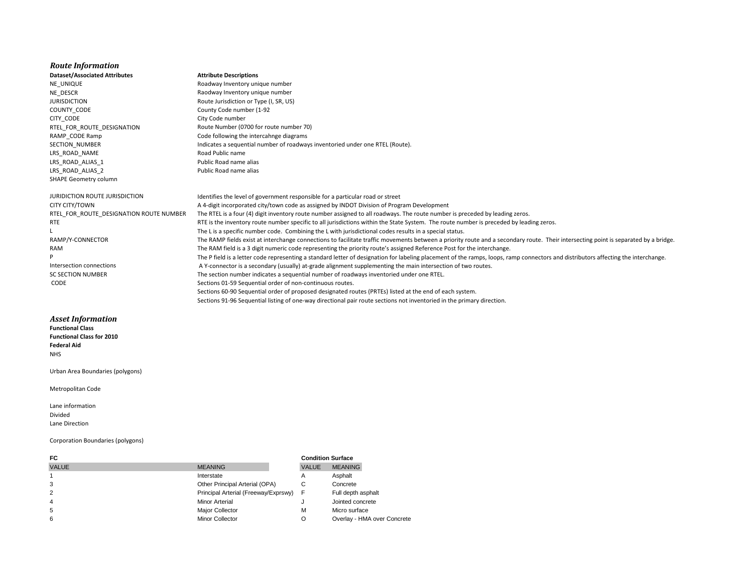### *Route Information*

| Dataset/Associated Attributes | Attribute Descriptions |
|---|---|
| NE_UNIQUE | Roadway Inventory unique number |
| NE_DESCR | Raodway Inventory unique number |
| JURISDICTION | Route Jurisdiction or Type (I, SR, US) |
| COUNTY_CODE | County Code number (1-92 |
| CITY_CODE | City Code number |
| RTEL_FOR_ROUTE_DESIGNATION | Route Number (0700 for route number 70) |
| RAMP_CODE Ramp | Code following the intercahnge diagrams |
| SECTION_NUMBER | Indicates a sequential number of roadways inventoried under one RTEL (Route). |
| LRS_ROAD_NAME | Road Public name |
| LRS_ROAD_ALIAS_1 | Public Road name alias |
| LRS_ROAD_ALIAS_2 | Public Road name alias |
| SHAPE Geometry column | |

| | |
|---|---|
| JURIDICTION ROUTE JURISDICTION | Identifies the level of government responsible for a particular road or street |
| CITY CITY/TOWN | A 4-digit incorporated city/town code as assigned by INDOT Division of Program Development |
| RTEL_FOR_ROUTE_DESIGNATION ROUTE NUMBER | The RTEL is a four (4) digit inventory route number assigned to all roadways. The route number is preceded by leading zeros. |
| RTE | RTE is the inventory route number specific to all jurisdictions within the State System. The route number is preceded by leading zeros. |
| L | The L is a specific number code. Combining the L with jurisdictional codes results in a special status. |
| RAMP/Y-CONNECTOR | The RAMP fields exist at interchange connections to facilitate traffic movements between a priority route and a secondary route. Their intersecting point is separated by a bridge. |
| RAM | The RAM field is a 3 digit numeric code representing the priority route's assigned Reference Post for the interchange. |
| P | The P field is a letter code representing a standard letter of designation for labeling placement of the ramps, loops, ramp connectors and distributors affecting the interchange. |
| Intersection connections | A Y-connector is a secondary (usually) at-grade alignment supplementing the main intersection of two routes. |
| SC SECTION NUMBER | The section number indicates a sequential number of roadways inventoried under one RTEL. |
| CODE | Sections 01-59 Sequential order of non-continuous routes. |
| | Sections 60-90 Sequential order of proposed designated routes (PRTEs) listed at the end of each system. |
| | Sections 91-96 Sequential listing of one-way directional pair route sections not inventoried in the primary direction. |

### *Asset Information*

**Functional Class**
**Functional Class for 2010**
**Federal Aid**
NHS

Urban Area Boundaries (polygons)

Metropolitan Code

Lane information
Divided
Lane Direction

Corporation Boundaries (polygons)

**FC**

| VALUE | MEANING |
|---|---|
| 1 | Interstate |
| 3 | Other Principal Arterial (OPA) |
| 2 | Principal Arterial (Freeway/Exprswy) |
| 4 | Minor Arterial |
| 5 | Major Collector |
| 6 | Minor Collector |

**Condition Surface**

| VALUE | MEANING |
|---|---|
| A | Asphalt |
| C | Concrete |
| F | Full depth asphalt |
| J | Jointed concrete |
| M | Micro surface |
| O | Overlay - HMA over Concrete |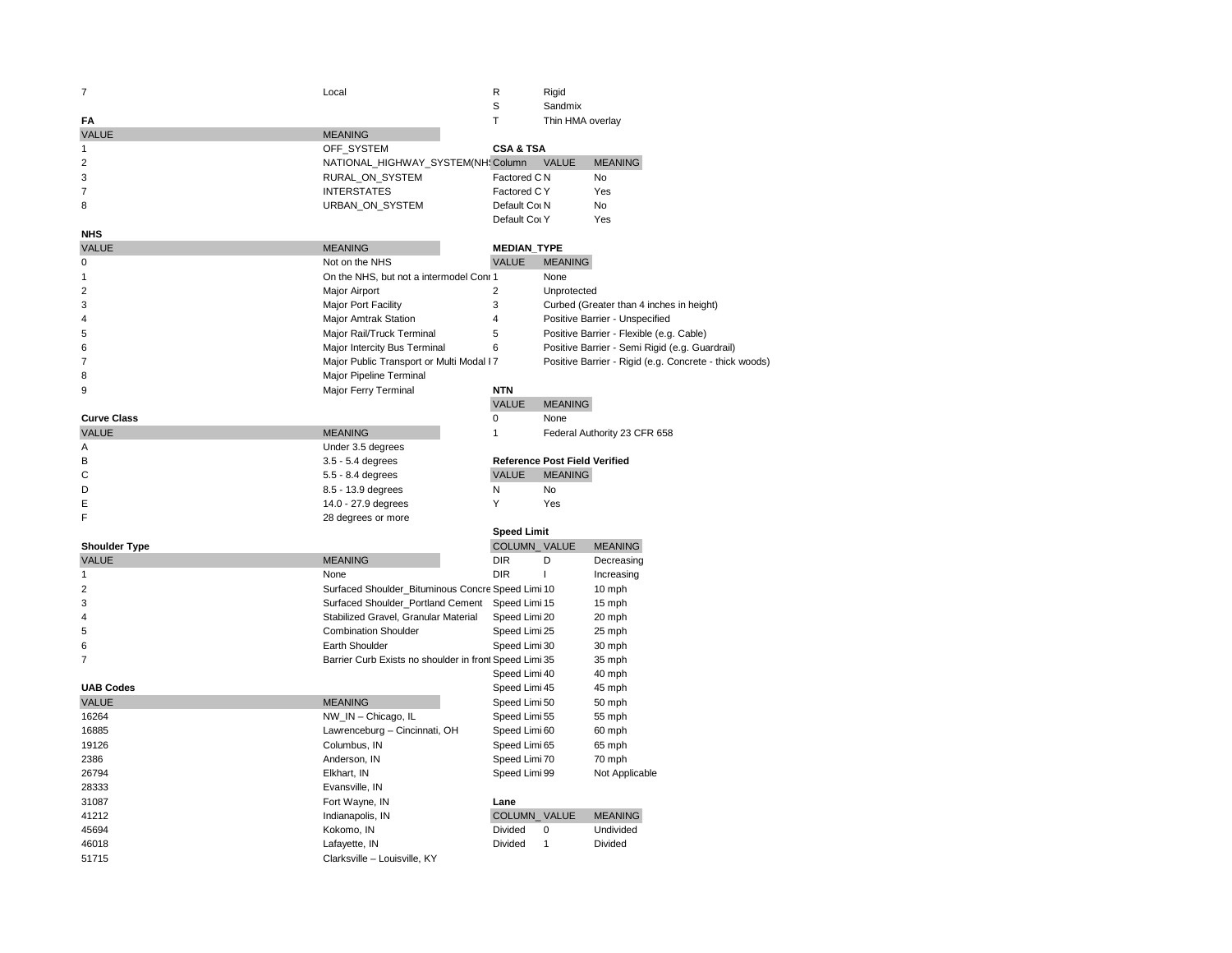| | |
|---|---|
| 7 | Local |

| | |
|---|---|
| R | Rigid |
| S | Sandmix |
| T | Thin HMA overlay |

**FA**

| VALUE | MEANING |
|---|---|
| 1 | OFF_SYSTEM |
| 2 | NATIONAL_HIGHWAY_SYSTEM(NHS |
| 3 | RURAL_ON_SYSTEM |
| 7 | INTERSTATES |
| 8 | URBAN_ON_SYSTEM |

**CSA & TSA**

| Column | VALUE | MEANING |
|---|---|---|
| Factored C | N | No |
| Factored C | Y | Yes |
| Default Co | N | No |
| Default Co | Y | Yes |

**NHS**

| VALUE | MEANING |
|---|---|
| 0 | Not on the NHS |
| 1 | On the NHS, but not a intermodel Con |
| 2 | Major Airport |
| 3 | Major Port Facility |
| 4 | Major Amtrak Station |
| 5 | Major Rail/Truck Terminal |
| 6 | Major Intercity Bus Terminal |
| 7 | Major Public Transport or Multi Modal I |
| 8 | Major Pipeline Terminal |
| 9 | Major Ferry Terminal |

**MEDIAN_TYPE**

| VALUE | MEANING |
|---|---|
| 1 | None |
| 2 | Unprotected |
| 3 | Curbed (Greater than 4 inches in height) |
| 4 | Positive Barrier - Unspecified |
| 5 | Positive Barrier - Flexible (e.g. Cable) |
| 6 | Positive Barrier - Semi Rigid (e.g. Guardrail) |
| 7 | Positive Barrier - Rigid (e.g. Concrete - thick woods) |

**NTN**

| VALUE | MEANING |
|---|---|
| 0 | None |
| 1 | Federal Authority 23 CFR 658 |

**Curve Class**

| VALUE | MEANING |
|---|---|
| A | Under 3.5 degrees |
| B | 3.5 - 5.4 degrees |
| C | 5.5 - 8.4 degrees |
| D | 8.5 - 13.9 degrees |
| E | 14.0 - 27.9 degrees |
| F | 28 degrees or more |

**Reference Post Field Verified**

| VALUE | MEANING |
|---|---|
| N | No |
| Y | Yes |

**Shoulder Type**

| VALUE | MEANING |
|---|---|
| 1 | None |
| 2 | Surfaced Shoulder_Bituminous Concre |
| 3 | Surfaced Shoulder_Portland Cement |
| 4 | Stabilized Gravel, Granular Material |
| 5 | Combination Shoulder |
| 6 | Earth Shoulder |
| 7 | Barrier Curb Exists no shoulder in front |

**Speed Limit**

| COLUMN_ | VALUE | MEANING |
|---|---|---|
| DIR | D | Decreasing |
| DIR | I | Increasing |
| Speed Limi | 10 | 10 mph |
| Speed Limi | 15 | 15 mph |
| Speed Limi | 20 | 20 mph |
| Speed Limi | 25 | 25 mph |
| Speed Limi | 30 | 30 mph |
| Speed Limi | 35 | 35 mph |
| Speed Limi | 40 | 40 mph |
| Speed Limi | 45 | 45 mph |
| Speed Limi | 50 | 50 mph |
| Speed Limi | 55 | 55 mph |
| Speed Limi | 60 | 60 mph |
| Speed Limi | 65 | 65 mph |
| Speed Limi | 70 | 70 mph |
| Speed Limi | 99 | Not Applicable |

**UAB Codes**

| VALUE | MEANING |
|---|---|
| 16264 | NW_IN – Chicago, IL |
| 16885 | Lawrenceburg – Cincinnati, OH |
| 19126 | Columbus, IN |
| 2386 | Anderson, IN |
| 26794 | Elkhart, IN |
| 28333 | Evansville, IN |
| 31087 | Fort Wayne, IN |
| 41212 | Indianapolis, IN |
| 45694 | Kokomo, IN |
| 46018 | Lafayette, IN |
| 51715 | Clarksville – Louisville, KY |

**Lane**

| COLUMN_ | VALUE | MEANING |
|---|---|---|
| Divided | 0 | Undivided |
| Divided | 1 | Divided |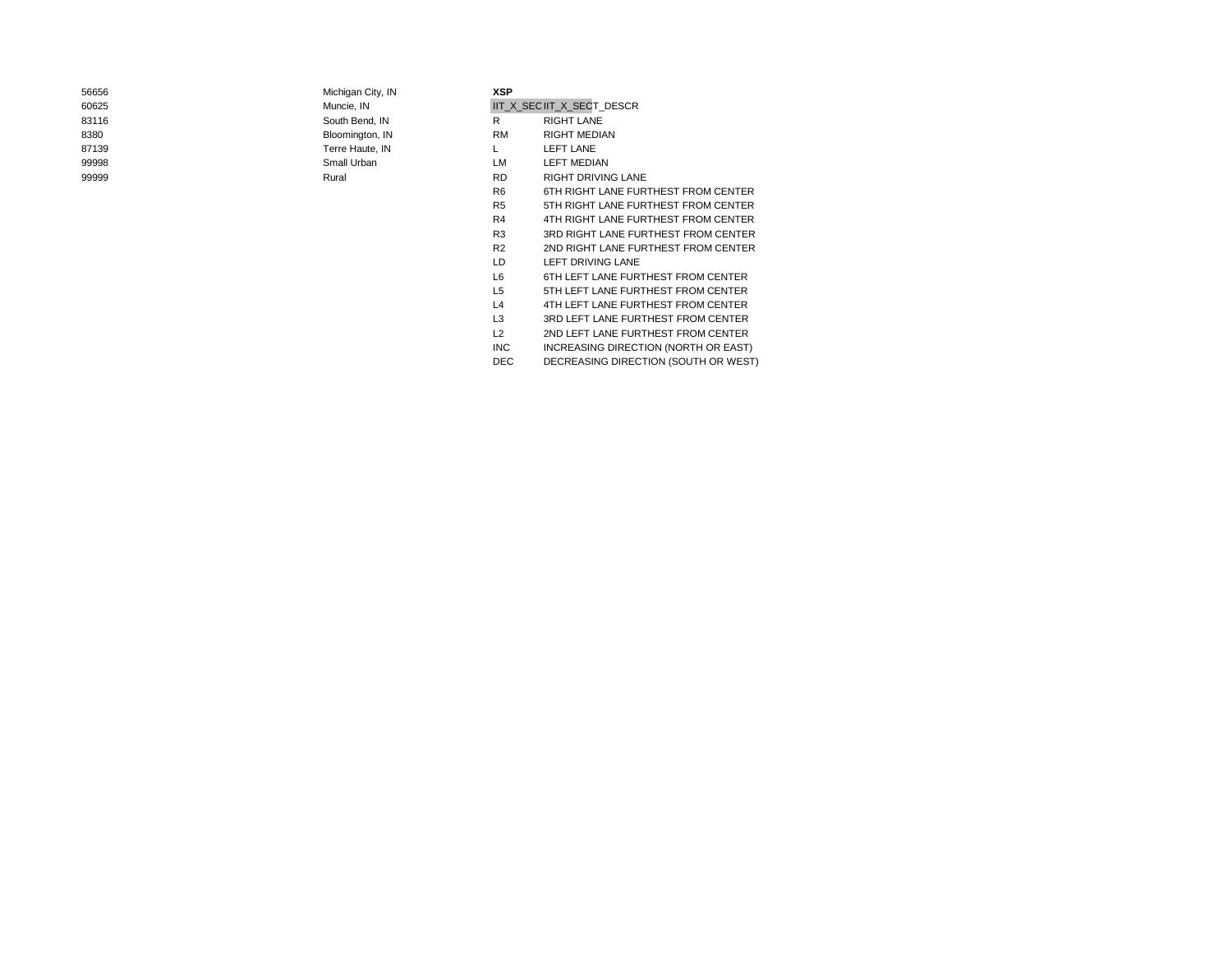| | |
|---|---|
| 56656 | Michigan City, IN |
| 60625 | Muncie, IN |
| 83116 | South Bend, IN |
| 8380 | Bloomington, IN |
| 87139 | Terre Haute, IN |
| 99998 | Small Urban |
| 99999 | Rural |

**XSP**

| IIT_X_SEC | IIT_X_SECT_DESCR |
|---|---|
| R | RIGHT LANE |
| RM | RIGHT MEDIAN |
| L | LEFT LANE |
| LM | LEFT MEDIAN |
| RD | RIGHT DRIVING LANE |
| R6 | 6TH RIGHT LANE FURTHEST FROM CENTER |
| R5 | 5TH RIGHT LANE FURTHEST FROM CENTER |
| R4 | 4TH RIGHT LANE FURTHEST FROM CENTER |
| R3 | 3RD RIGHT LANE FURTHEST FROM CENTER |
| R2 | 2ND RIGHT LANE FURTHEST FROM CENTER |
| LD | LEFT DRIVING LANE |
| L6 | 6TH LEFT LANE FURTHEST FROM CENTER |
| L5 | 5TH LEFT LANE FURTHEST FROM CENTER |
| L4 | 4TH LEFT LANE FURTHEST FROM CENTER |
| L3 | 3RD LEFT LANE FURTHEST FROM CENTER |
| L2 | 2ND LEFT LANE FURTHEST FROM CENTER |
| INC | INCREASING DIRECTION (NORTH OR EAST) |
| DEC | DECREASING DIRECTION (SOUTH OR WEST) |